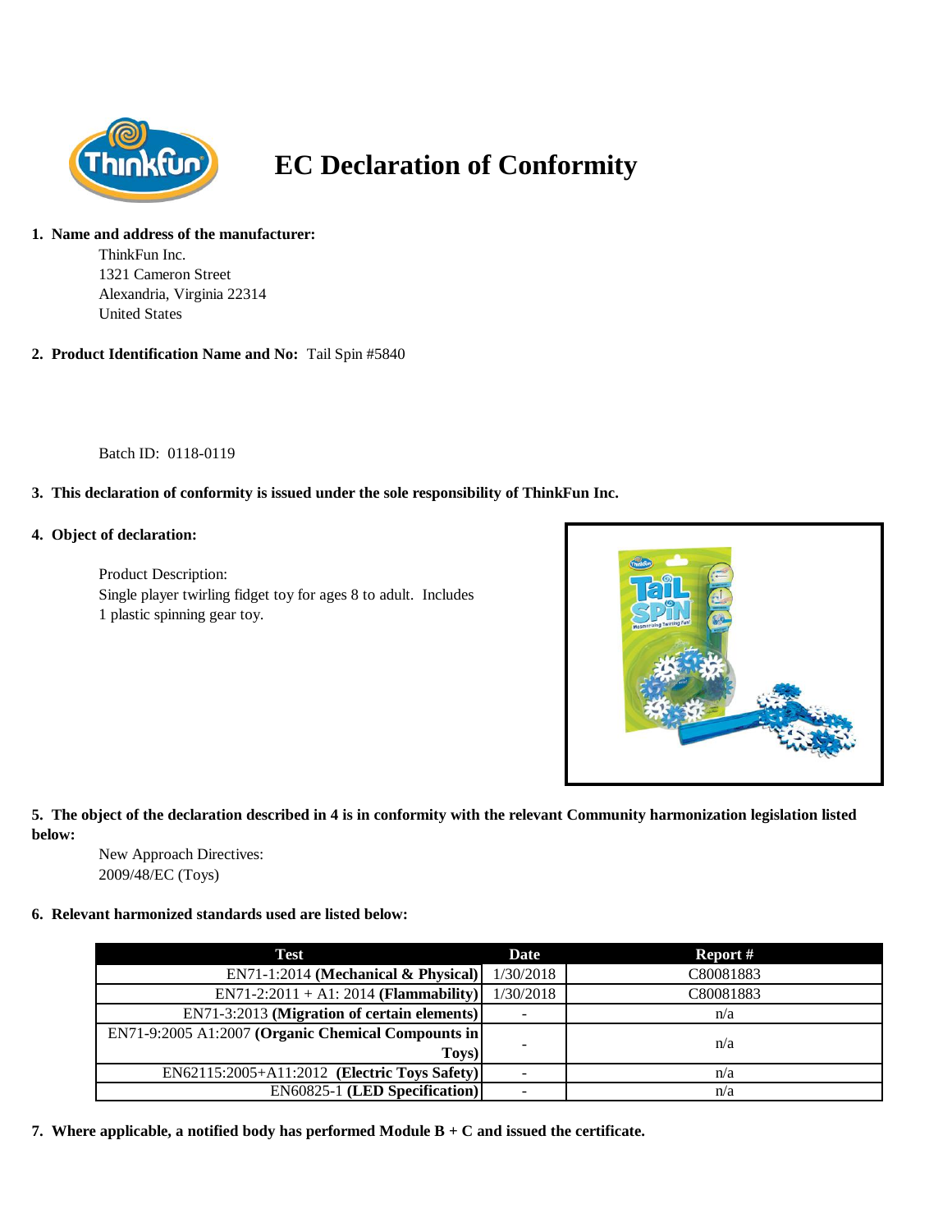# EC Declaration of Conformity

**1. Name and address of the manufacturer:**

ThinkFun Inc.
1321 Cameron Street
Alexandria, Virginia 22314
United States

**2. Product Identification Name and No:** Tail Spin #5840

Batch ID: 0118-0119

**3. This declaration of conformity is issued under the sole responsibility of ThinkFun Inc.**

**4. Object of declaration:**

Product Description:
Single player twirling fidget toy for ages 8 to adult. Includes 1 plastic spinning gear toy.

**5. The object of the declaration described in 4 is in conformity with the relevant Community harmonization legislation listed below:**

New Approach Directives:
2009/48/EC (Toys)

**6. Relevant harmonized standards used are listed below:**

| Test | Date | Report # |
|---|---|---|
| EN71-1:2014 **(Mechanical & Physical)** | 1/30/2018 | C80081883 |
| EN71-2:2011 + A1: 2014 **(Flammability)** | 1/30/2018 | C80081883 |
| EN71-3:2013 **(Migration of certain elements)** | - | n/a |
| EN71-9:2005 A1:2007 **(Organic Chemical Compounds in Toys)** | - | n/a |
| EN62115:2005+A11:2012 **(Electric Toys Safety)** | - | n/a |
| EN60825-1 **(LED Specification)** | - | n/a |

**7. Where applicable, a notified body has performed Module B + C and issued the certificate.**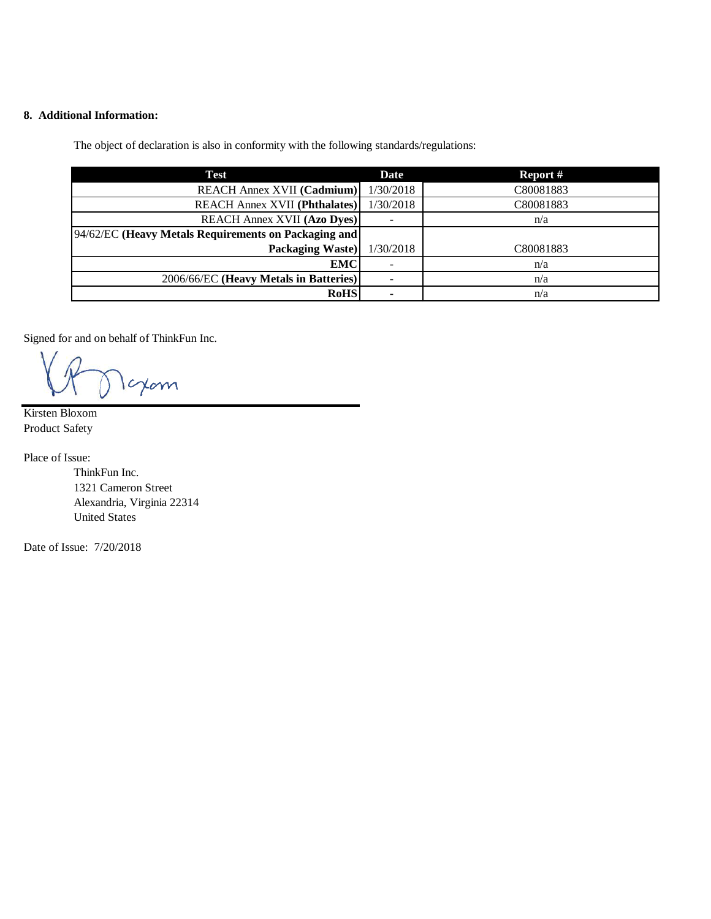**8. Additional Information:**

The object of declaration is also in conformity with the following standards/regulations:

| Test | Date | Report # |
|---|---|---|
| REACH Annex XVII **(Cadmium)** | 1/30/2018 | C80081883 |
| REACH Annex XVII **(Phthalates)** | 1/30/2018 | C80081883 |
| REACH Annex XVII **(Azo Dyes)** | - | n/a |
| 94/62/EC **(Heavy Metals Requirements on Packaging and Packaging Waste)** | 1/30/2018 | C80081883 |
| **EMC** | - | n/a |
| 2006/66/EC **(Heavy Metals in Batteries)** | - | n/a |
| **RoHS** | - | n/a |

Signed for and on behalf of ThinkFun Inc.

Kirsten Bloxom
Product Safety

Place of Issue:

ThinkFun Inc.
1321 Cameron Street
Alexandria, Virginia 22314
United States

Date of Issue: 7/20/2018